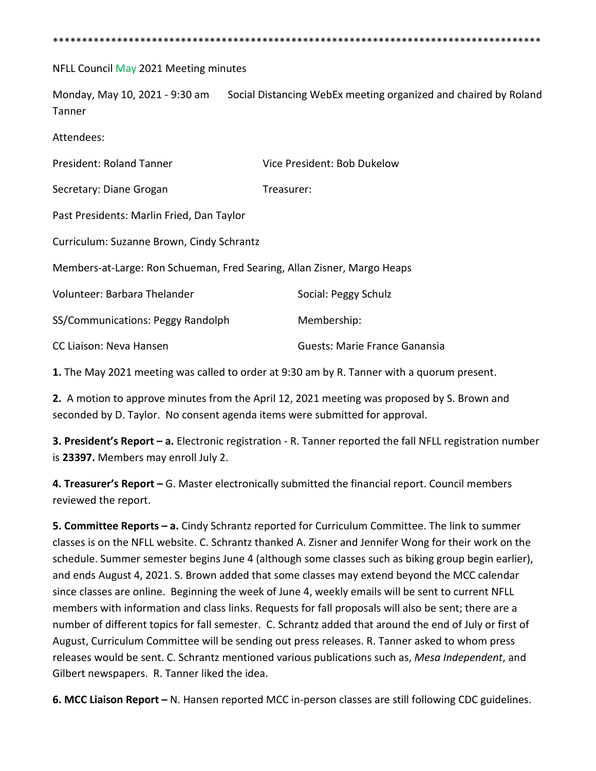************************************************************************************

NFLL Council May 2021 Meeting minutes

Monday, May 10, 2021 - 9:30 am Social Distancing WebEx meeting organized and chaired by Roland Tanner

Attendees:

| | |
|---|---|
| President: Roland Tanner | Vice President: Bob Dukelow |
| Secretary: Diane Grogan | Treasurer: |
| Past Presidents: Marlin Fried, Dan Taylor | |
| Curriculum: Suzanne Brown, Cindy Schrantz | |
| Members-at-Large: Ron Schueman, Fred Searing, Allan Zisner, Margo Heaps | |
| Volunteer: Barbara Thelander | Social: Peggy Schulz |
| SS/Communications: Peggy Randolph | Membership: |
| CC Liaison: Neva Hansen | Guests: Marie France Ganansia |

**1.** The May 2021 meeting was called to order at 9:30 am by R. Tanner with a quorum present.

**2.** A motion to approve minutes from the April 12, 2021 meeting was proposed by S. Brown and seconded by D. Taylor. No consent agenda items were submitted for approval.

**3. President's Report – a.** Electronic registration - R. Tanner reported the fall NFLL registration number is **23397.** Members may enroll July 2.

**4. Treasurer's Report –** G. Master electronically submitted the financial report. Council members reviewed the report.

**5. Committee Reports – a.** Cindy Schrantz reported for Curriculum Committee. The link to summer classes is on the NFLL website. C. Schrantz thanked A. Zisner and Jennifer Wong for their work on the schedule. Summer semester begins June 4 (although some classes such as biking group begin earlier), and ends August 4, 2021. S. Brown added that some classes may extend beyond the MCC calendar since classes are online. Beginning the week of June 4, weekly emails will be sent to current NFLL members with information and class links. Requests for fall proposals will also be sent; there are a number of different topics for fall semester. C. Schrantz added that around the end of July or first of August, Curriculum Committee will be sending out press releases. R. Tanner asked to whom press releases would be sent. C. Schrantz mentioned various publications such as, *Mesa Independent*, and Gilbert newspapers. R. Tanner liked the idea.

**6. MCC Liaison Report –** N. Hansen reported MCC in-person classes are still following CDC guidelines.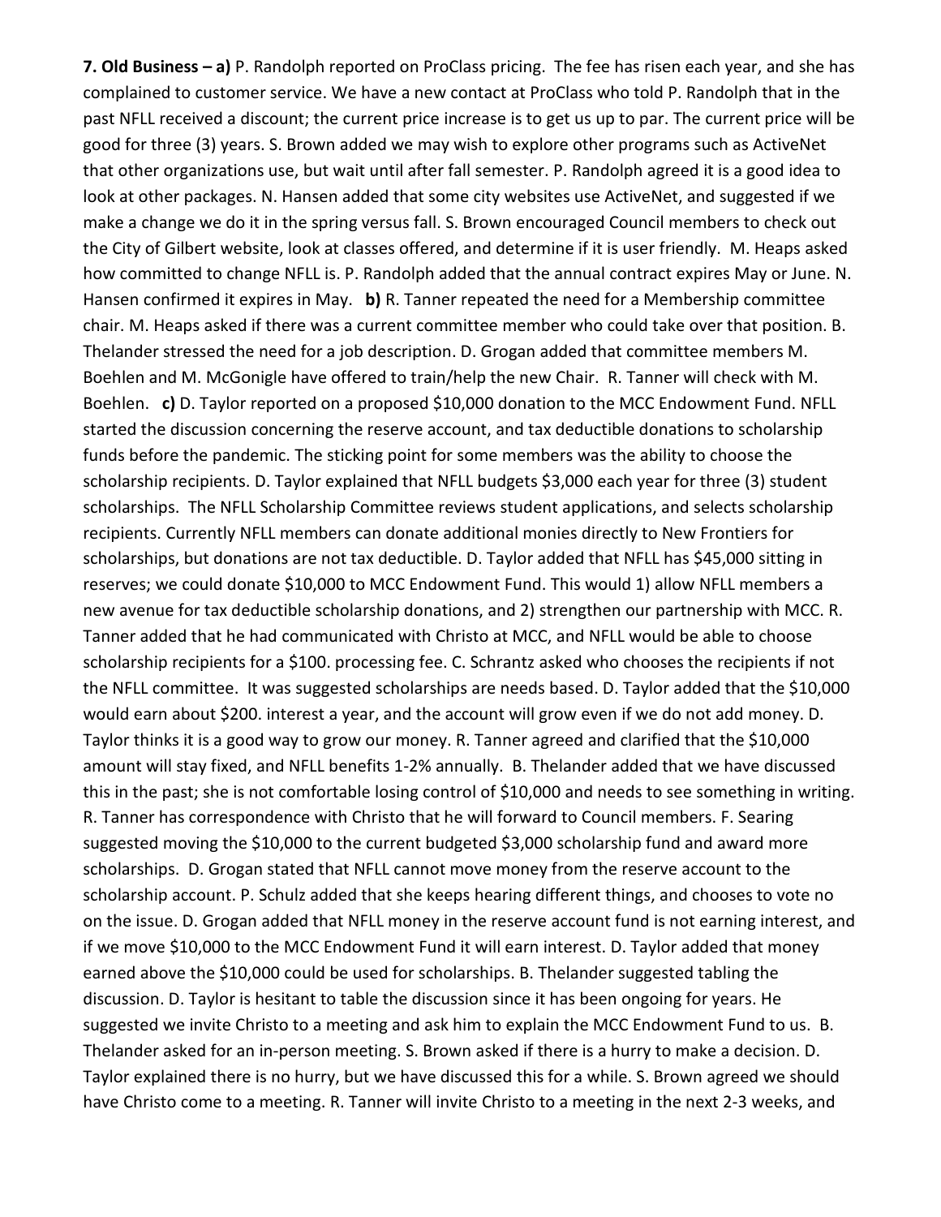**7. Old Business – a)** P. Randolph reported on ProClass pricing. The fee has risen each year, and she has complained to customer service. We have a new contact at ProClass who told P. Randolph that in the past NFLL received a discount; the current price increase is to get us up to par. The current price will be good for three (3) years. S. Brown added we may wish to explore other programs such as ActiveNet that other organizations use, but wait until after fall semester. P. Randolph agreed it is a good idea to look at other packages. N. Hansen added that some city websites use ActiveNet, and suggested if we make a change we do it in the spring versus fall. S. Brown encouraged Council members to check out the City of Gilbert website, look at classes offered, and determine if it is user friendly. M. Heaps asked how committed to change NFLL is. P. Randolph added that the annual contract expires May or June. N. Hansen confirmed it expires in May. **b)** R. Tanner repeated the need for a Membership committee chair. M. Heaps asked if there was a current committee member who could take over that position. B. Thelander stressed the need for a job description. D. Grogan added that committee members M. Boehlen and M. McGonigle have offered to train/help the new Chair. R. Tanner will check with M. Boehlen. **c)** D. Taylor reported on a proposed $10,000 donation to the MCC Endowment Fund. NFLL started the discussion concerning the reserve account, and tax deductible donations to scholarship funds before the pandemic. The sticking point for some members was the ability to choose the scholarship recipients. D. Taylor explained that NFLL budgets $3,000 each year for three (3) student scholarships. The NFLL Scholarship Committee reviews student applications, and selects scholarship recipients. Currently NFLL members can donate additional monies directly to New Frontiers for scholarships, but donations are not tax deductible. D. Taylor added that NFLL has $45,000 sitting in reserves; we could donate $10,000 to MCC Endowment Fund. This would 1) allow NFLL members a new avenue for tax deductible scholarship donations, and 2) strengthen our partnership with MCC. R. Tanner added that he had communicated with Christo at MCC, and NFLL would be able to choose scholarship recipients for a $100. processing fee. C. Schrantz asked who chooses the recipients if not the NFLL committee. It was suggested scholarships are needs based. D. Taylor added that the $10,000 would earn about $200. interest a year, and the account will grow even if we do not add money. D. Taylor thinks it is a good way to grow our money. R. Tanner agreed and clarified that the $10,000 amount will stay fixed, and NFLL benefits 1-2% annually. B. Thelander added that we have discussed this in the past; she is not comfortable losing control of $10,000 and needs to see something in writing. R. Tanner has correspondence with Christo that he will forward to Council members. F. Searing suggested moving the $10,000 to the current budgeted $3,000 scholarship fund and award more scholarships. D. Grogan stated that NFLL cannot move money from the reserve account to the scholarship account. P. Schulz added that she keeps hearing different things, and chooses to vote no on the issue. D. Grogan added that NFLL money in the reserve account fund is not earning interest, and if we move $10,000 to the MCC Endowment Fund it will earn interest. D. Taylor added that money earned above the $10,000 could be used for scholarships. B. Thelander suggested tabling the discussion. D. Taylor is hesitant to table the discussion since it has been ongoing for years. He suggested we invite Christo to a meeting and ask him to explain the MCC Endowment Fund to us. B. Thelander asked for an in-person meeting. S. Brown asked if there is a hurry to make a decision. D. Taylor explained there is no hurry, but we have discussed this for a while. S. Brown agreed we should have Christo come to a meeting. R. Tanner will invite Christo to a meeting in the next 2-3 weeks, and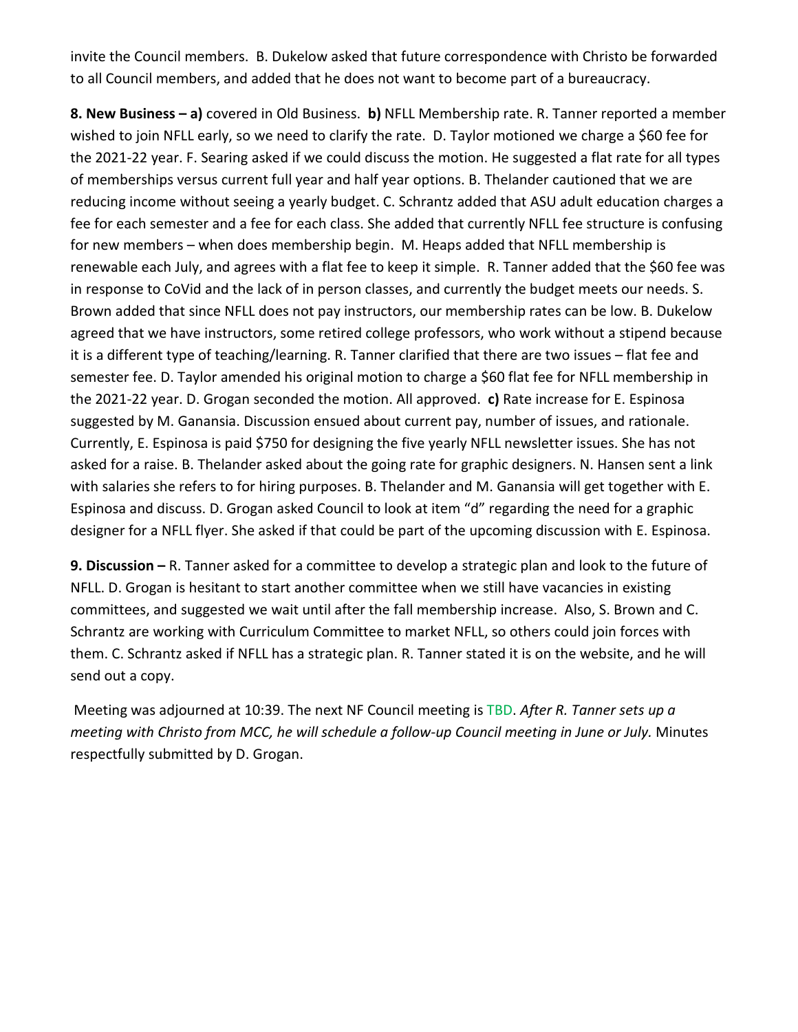invite the Council members. B. Dukelow asked that future correspondence with Christo be forwarded to all Council members, and added that he does not want to become part of a bureaucracy.

**8. New Business – a)** covered in Old Business. **b)** NFLL Membership rate. R. Tanner reported a member wished to join NFLL early, so we need to clarify the rate. D. Taylor motioned we charge a $60 fee for the 2021-22 year. F. Searing asked if we could discuss the motion. He suggested a flat rate for all types of memberships versus current full year and half year options. B. Thelander cautioned that we are reducing income without seeing a yearly budget. C. Schrantz added that ASU adult education charges a fee for each semester and a fee for each class. She added that currently NFLL fee structure is confusing for new members – when does membership begin. M. Heaps added that NFLL membership is renewable each July, and agrees with a flat fee to keep it simple. R. Tanner added that the $60 fee was in response to CoVid and the lack of in person classes, and currently the budget meets our needs. S. Brown added that since NFLL does not pay instructors, our membership rates can be low. B. Dukelow agreed that we have instructors, some retired college professors, who work without a stipend because it is a different type of teaching/learning. R. Tanner clarified that there are two issues – flat fee and semester fee. D. Taylor amended his original motion to charge a $60 flat fee for NFLL membership in the 2021-22 year. D. Grogan seconded the motion. All approved. **c)** Rate increase for E. Espinosa suggested by M. Ganansia. Discussion ensued about current pay, number of issues, and rationale. Currently, E. Espinosa is paid $750 for designing the five yearly NFLL newsletter issues. She has not asked for a raise. B. Thelander asked about the going rate for graphic designers. N. Hansen sent a link with salaries she refers to for hiring purposes. B. Thelander and M. Ganansia will get together with E. Espinosa and discuss. D. Grogan asked Council to look at item "d" regarding the need for a graphic designer for a NFLL flyer. She asked if that could be part of the upcoming discussion with E. Espinosa.

**9. Discussion –** R. Tanner asked for a committee to develop a strategic plan and look to the future of NFLL. D. Grogan is hesitant to start another committee when we still have vacancies in existing committees, and suggested we wait until after the fall membership increase. Also, S. Brown and C. Schrantz are working with Curriculum Committee to market NFLL, so others could join forces with them. C. Schrantz asked if NFLL has a strategic plan. R. Tanner stated it is on the website, and he will send out a copy.

Meeting was adjourned at 10:39. The next NF Council meeting is TBD. *After R. Tanner sets up a meeting with Christo from MCC, he will schedule a follow-up Council meeting in June or July.* Minutes respectfully submitted by D. Grogan.